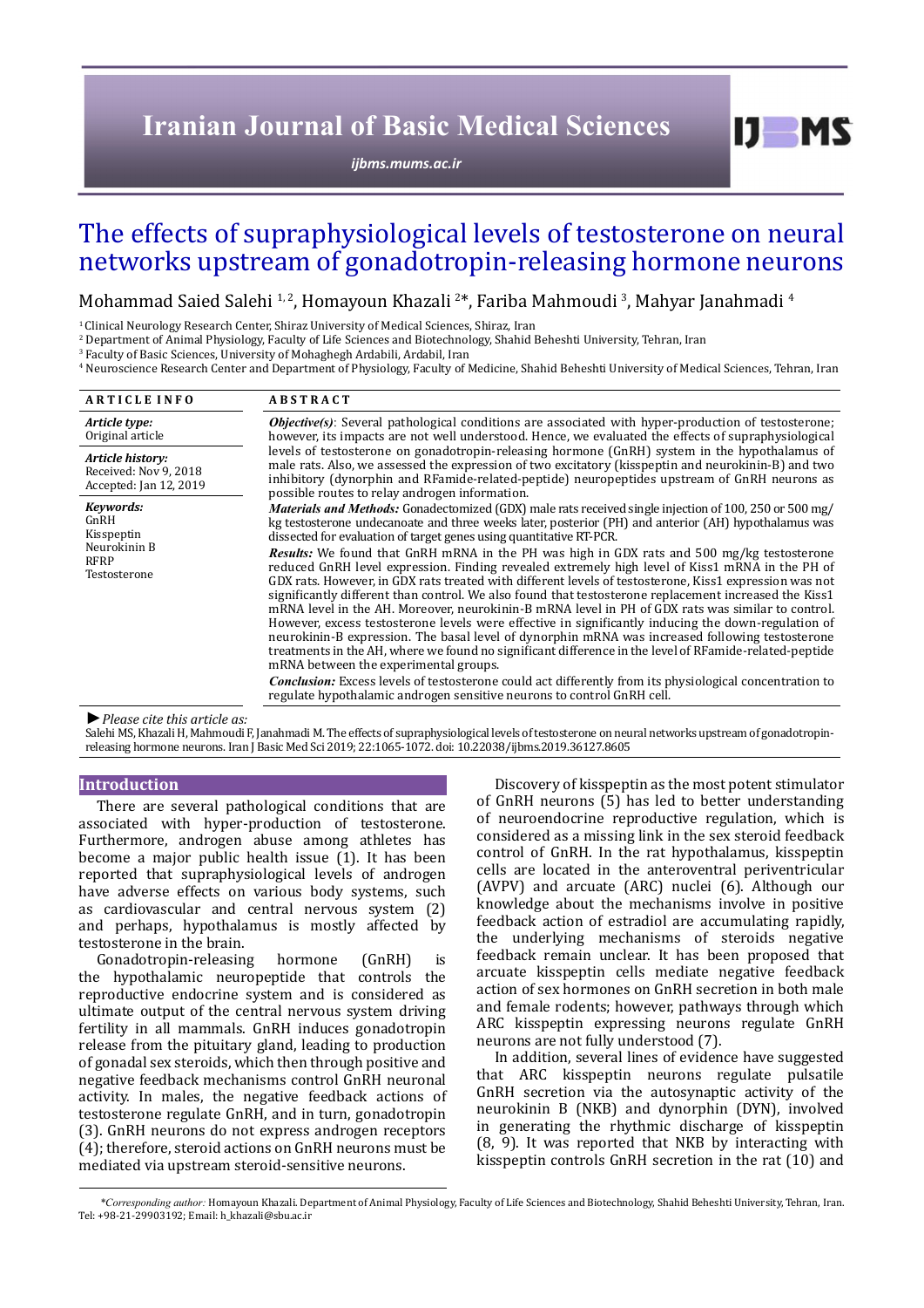# The effects of supraphysiological levels of testosterone on neural networks upstream of gonadotropin-releasing hormone neurons

Mohammad Saied Salehi [1, 2], Homayoun Khazali [2]*, Fariba Mahmoudi [3], Mahyar Janahmadi [4]

[1] Clinical Neurology Research Center, Shiraz University of Medical Sciences, Shiraz, Iran
[2] Department of Animal Physiology, Faculty of Life Sciences and Biotechnology, Shahid Beheshti University, Tehran, Iran
[3] Faculty of Basic Sciences, University of Mohaghegh Ardabili, Ardabil, Iran
[4] Neuroscience Research Center and Department of Physiology, Faculty of Medicine, Shahid Beheshti University of Medical Sciences, Tehran, Iran

**ARTICLE INFO**

***Article type:***
Original article

***Article history:***
Received: Nov 9, 2018
Accepted: Jan 12, 2019

***Keywords:***
GnRH
Kisspeptin
Neurokinin B
RFRP
Testosterone

**ABSTRACT**

***Objective(s)***: Several pathological conditions are associated with hyper-production of testosterone; however, its impacts are not well understood. Hence, we evaluated the effects of supraphysiological levels of testosterone on gonadotropin-releasing hormone (GnRH) system in the hypothalamus of male rats. Also, we assessed the expression of two excitatory (kisspeptin and neurokinin-B) and two inhibitory (dynorphin and RFamide-related-peptide) neuropeptides upstream of GnRH neurons as possible routes to relay androgen information.

***Materials and Methods:*** Gonadectomized (GDX) male rats received single injection of 100, 250 or 500 mg/kg testosterone undecanoate and three weeks later, posterior (PH) and anterior (AH) hypothalamus was dissected for evaluation of target genes using quantitative RT-PCR.

***Results:*** We found that GnRH mRNA in the PH was high in GDX rats and 500 mg/kg testosterone reduced GnRH level expression. Finding revealed extremely high level of Kiss1 mRNA in the PH of GDX rats. However, in GDX rats treated with different levels of testosterone, Kiss1 expression was not significantly different than control. We also found that testosterone replacement increased the Kiss1 mRNA level in the AH. Moreover, neurokinin-B mRNA level in PH of GDX rats was similar to control. However, excess testosterone levels were effective in significantly inducing the down-regulation of neurokinin-B expression. The basal level of dynorphin mRNA was increased following testosterone treatments in the AH, where we found no significant difference in the level of RFamide-related-peptide mRNA between the experimental groups.

***Conclusion:*** Excess levels of testosterone could act differently from its physiological concentration to regulate hypothalamic androgen sensitive neurons to control GnRH cell.

*►Please cite this article as:*
Salehi MS, Khazali H, Mahmoudi F, Janahmadi M. The effects of supraphysiological levels of testosterone on neural networks upstream of gonadotropin-releasing hormone neurons. Iran J Basic Med Sci 2019; 22:1065-1072. doi: 10.22038/ijbms.2019.36127.8605

## Introduction

There are several pathological conditions that are associated with hyper-production of testosterone. Furthermore, androgen abuse among athletes has become a major public health issue (1). It has been reported that supraphysiological levels of androgen have adverse effects on various body systems, such as cardiovascular and central nervous system (2) and perhaps, hypothalamus is mostly affected by testosterone in the brain.

Gonadotropin-releasing hormone (GnRH) is the hypothalamic neuropeptide that controls the reproductive endocrine system and is considered as ultimate output of the central nervous system driving fertility in all mammals. GnRH induces gonadotropin release from the pituitary gland, leading to production of gonadal sex steroids, which then through positive and negative feedback mechanisms control GnRH neuronal activity. In males, the negative feedback actions of testosterone regulate GnRH, and in turn, gonadotropin (3). GnRH neurons do not express androgen receptors (4); therefore, steroid actions on GnRH neurons must be mediated via upstream steroid-sensitive neurons.

Discovery of kisspeptin as the most potent stimulator of GnRH neurons (5) has led to better understanding of neuroendocrine reproductive regulation, which is considered as a missing link in the sex steroid feedback control of GnRH. In the rat hypothalamus, kisspeptin cells are located in the anteroventral periventricular (AVPV) and arcuate (ARC) nuclei (6). Although our knowledge about the mechanisms involve in positive feedback action of estradiol are accumulating rapidly, the underlying mechanisms of steroids negative feedback action remain unclear. It has been proposed that arcuate kisspeptin cells mediate negative feedback action of sex hormones on GnRH secretion in both male and female rodents; however, pathways through which ARC kisspeptin expressing neurons regulate GnRH neurons are not fully understood (7).

In addition, several lines of evidence have suggested that ARC kisspeptin neurons regulate pulsatile GnRH secretion via the autosynaptic activity of the neurokinin B (NKB) and dynorphin (DYN), involved in generating the rhythmic discharge of kisspeptin (8, 9). It was reported that NKB by interacting with kisspeptin controls GnRH secretion in the rat (10) and

*Corresponding author:* Homayoun Khazali. Department of Animal Physiology, Faculty of Life Sciences and Biotechnology, Shahid Beheshti University, Tehran, Iran. Tel: +98-21-29903192; Email: h_khazali@sbu.ac.ir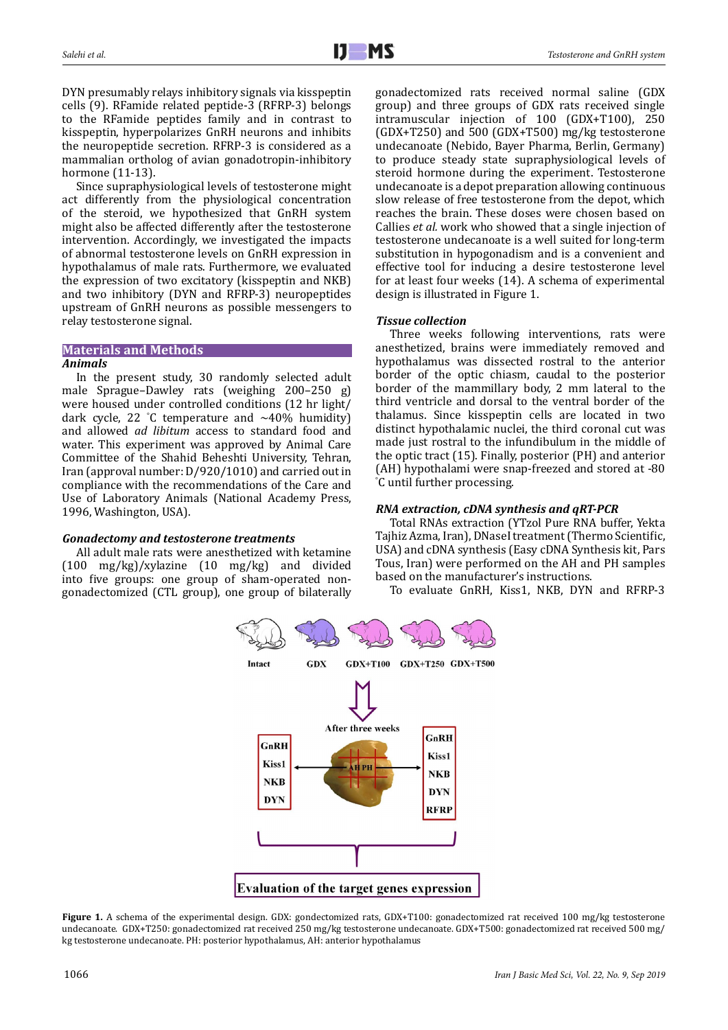DYN presumably relays inhibitory signals via kisspeptin cells (9). RFamide related peptide-3 (RFRP-3) belongs to the RFamide peptides family and in contrast to kisspeptin, hyperpolarizes GnRH neurons and inhibits the neuropeptide secretion. RFRP-3 is considered as a mammalian ortholog of avian gonadotropin-inhibitory hormone (11-13).

Since supraphysiological levels of testosterone might act differently from the physiological concentration of the steroid, we hypothesized that GnRH system might also be affected differently after the testosterone intervention. Accordingly, we investigated the impacts of abnormal testosterone levels on GnRH expression in hypothalamus of male rats. Furthermore, we evaluated the expression of two excitatory (kisspeptin and NKB) and two inhibitory (DYN and RFRP-3) neuropeptides upstream of GnRH neurons as possible messengers to relay testosterone signal.

## Materials and Methods

### *Animals*

In the present study, 30 randomly selected adult male Sprague–Dawley rats (weighing 200–250 g) were housed under controlled conditions (12 hr light/dark cycle, 22 °C temperature and ~40% humidity) and allowed *ad libitum* access to standard food and water. This experiment was approved by Animal Care Committee of the Shahid Beheshti University, Tehran, Iran (approval number: D/920/1010) and carried out in compliance with the recommendations of the Care and Use of Laboratory Animals (National Academy Press, 1996, Washington, USA).

### *Gonadectomy and testosterone treatments*

All adult male rats were anesthetized with ketamine (100 mg/kg)/xylazine (10 mg/kg) and divided into five groups: one group of sham-operated non-gonadectomized (CTL group), one group of bilaterally gonadectomized rats received normal saline (GDX group) and three groups of GDX rats received single intramuscular injection of 100 (GDX+T100), 250 (GDX+T250) and 500 (GDX+T500) mg/kg testosterone undecanoate (Nebido, Bayer Pharma, Berlin, Germany) to produce steady state supraphysiological levels of steroid hormone during the experiment. Testosterone undecanoate is a depot preparation allowing continuous slow release of free testosterone from the depot, which reaches the brain. These doses were chosen based on Callies *et al.* work who showed that a single injection of testosterone undecanoate is a well suited for long-term substitution in hypogonadism and is a convenient and effective tool for inducing a desire testosterone level for at least four weeks (14). A schema of experimental design is illustrated in Figure 1.

### *Tissue collection*

Three weeks following interventions, rats were anesthetized, brains were immediately removed and hypothalamus was dissected rostral to the anterior border of the optic chiasm, caudal to the posterior border of the mammillary body, 2 mm lateral to the third ventricle and dorsal to the ventral border of the thalamus. Since kisspeptin cells are located in two distinct hypothalamic nuclei, the third coronal cut was made just rostral to the infundibulum in the middle of the optic tract (15). Finally, posterior (PH) and anterior (AH) hypothalami were snap-freezed and stored at -80 °C until further processing.

### *RNA extraction, cDNA synthesis and qRT-PCR*

Total RNAs extraction (YTzol Pure RNA buffer, Yekta Tajhiz Azma, Iran), DNaseI treatment (Thermo Scientific, USA) and cDNA synthesis (Easy cDNA Synthesis kit, Pars Tous, Iran) were performed on the AH and PH samples based on the manufacturer's instructions.

To evaluate GnRH, Kiss1, NKB, DYN and RFRP-3

**Figure 1.** A schema of the experimental design. GDX: gondectomized rats, GDX+T100: gonadectomized rat received 100 mg/kg testosterone undecanoate. GDX+T250: gonadectomized rat received 250 mg/kg testosterone undecanoate. GDX+T500: gonadectomized rat received 500 mg/kg testosterone undecanoate. PH: posterior hypothalamus, AH: anterior hypothalamus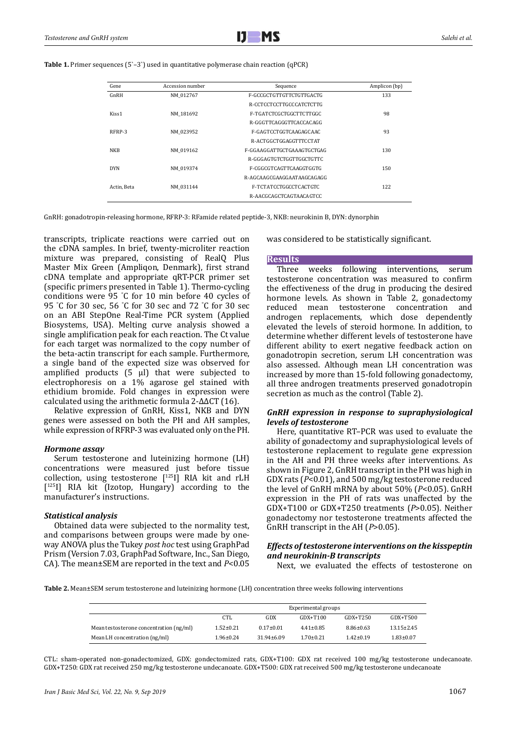**Table 1.** Primer sequences (5`–3`) used in quantitative polymerase chain reaction (qPCR)

| Gene | Accession number | Sequence | Amplicon (bp) |
|---|---|---|---|
| GnRH | NM_012767 | F-GCCGCTGTTGTTCTGTTGACTG | 133 |
| | | R-CCTCCTCCTTGCCCATCTCTTG | |
| Kiss1 | NM_181692 | F-TGATCTCGCTGGCTTCTTGGC | 98 |
| | | R-GGGTTCAGGGTTCACCACAGG | |
| RFRP-3 | NM_023952 | F-GAGTCCTGGTCAAGAGCAAC | 93 |
| | | R-ACTGGCTGGAGGTTTCCTAT | |
| NKB | NM_019162 | F-GGAAGGATTGCTGAAAGTGCTGAG | 130 |
| | | R-GGGAGTGTCTGGTTGGCTGTTC | |
| DYN | NM_019374 | F-CGGCGTCAGTTCAAGGTGGTG | 150 |
| | | R-AGCAAGCGAAGGAATAAGCAGAGG | |
| Actin, Beta | NM_031144 | F-TCTATCCTGGCCTCACTGTC | 122 |
| | | R-AACGCAGCTCAGTAACAGTCC | |

GnRH: gonadotropin-releasing hormone, RFRP-3: RFamide related peptide-3, NKB: neurokinin B, DYN: dynorphin

transcripts, triplicate reactions were carried out on the cDNA samples. In brief, twenty-microliter reaction mixture was prepared, consisting of RealQ Plus Master Mix Green (Ampliqon, Denmark), first strand cDNA template and appropriate qRT-PCR primer set (specific primers presented in Table 1). Thermo-cycling conditions were 95 °C for 10 min before 40 cycles of 95 °C for 30 sec, 56 °C for 30 sec and 72 °C for 30 sec on an ABI StepOne Real-Time PCR system (Applied Biosystems, USA). Melting curve analysis showed a single amplification peak for each reaction. The Ct value for each target was normalized to the copy number of the beta-actin transcript for each sample. Furthermore, a single band of the expected size was observed for amplified products (5 µl) that were subjected to electrophoresis on a 1% agarose gel stained with ethidium bromide. Fold changes in expression were calculated using the arithmetic formula $2^{-\Delta\Delta CT}$ (16).

Relative expression of GnRH, Kiss1, NKB and DYN genes were assessed on both the PH and AH samples, while expression of RFRP-3 was evaluated only on the PH.

### *Hormone assay*

Serum testosterone and luteinizing hormone (LH) concentrations were measured just before tissue collection, using testosterone [$^{125}$I] RIA kit and rLH [$^{125}$I] RIA kit (Izotop, Hungary) according to the manufacturer's instructions.

### *Statistical analysis*

Obtained data were subjected to the normality test, and comparisons between groups were made by one-way ANOVA plus the Tukey *post hoc* test using GraphPad Prism (Version 7.03, GraphPad Software, Inc., San Diego, CA). The mean±SEM are reported in the text and $P<0.05$ was considered to be statistically significant.

## Results

Three weeks following interventions, serum testosterone concentration was measured to confirm the effectiveness of the drug in producing the desired hormone levels. As shown in Table 2, gonadectomy reduced mean testosterone concentration and androgen replacements, which dose dependently elevated the levels of steroid hormone. In addition, to determine whether different levels of testosterone have different ability to exert negative feedback action on gonadotropin secretion, serum LH concentration was also assessed. Although mean LH concentration was increased by more than 15-fold following gonadectomy, all three androgen treatments preserved gonadotropin secretion as much as the control (Table 2).

### *GnRH expression in response to supraphysiological levels of testosterone*

Here, quantitative RT–PCR was used to evaluate the ability of gonadectomy and supraphysiological levels of testosterone replacement to regulate gene expression in the AH and PH three weeks after interventions. As shown in Figure 2, GnRH transcript in the PH was high in GDX rats ($P<0.01$), and 500 mg/kg testosterone reduced the level of GnRH mRNA by about 50% ($P<0.05$). GnRH expression in the PH of rats was unaffected by the GDX+T100 or GDX+T250 treatments ($P>0.05$). Neither gonadectomy nor testosterone treatments affected the GnRH transcript in the AH ($P>0.05$).

### *Effects of testosterone interventions on the kisspeptin and neurokinin-B transcripts*

Next, we evaluated the effects of testosterone on

**Table 2.** Mean±SEM serum testosterone and luteinizing hormone (LH) concentration three weeks following interventions

| | Experimental groups | | | | |
|---|---|---|---|---|---|
| | CTL | GDX | GDX+T100 | GDX+T250 | GDX+T500 |
| Mean testosterone concentration (ng/ml) | 1.52±0.21 | 0.17±0.01 | 4.41±0.85 | 8.86±0.63 | 13.15±2.45 |
| Mean LH concentration (ng/ml) | 1.96±0.24 | 31.94±6.09 | 1.70±0.21 | 1.42±0.19 | 1.83±0.07 |

CTL: sham-operated non-gonadectomized, GDX: gondectomized rats, GDX+T100: GDX rat received 100 mg/kg testosterone undecanoate. GDX+T250: GDX rat received 250 mg/kg testosterone undecanoate. GDX+T500: GDX rat received 500 mg/kg testosterone undecanoate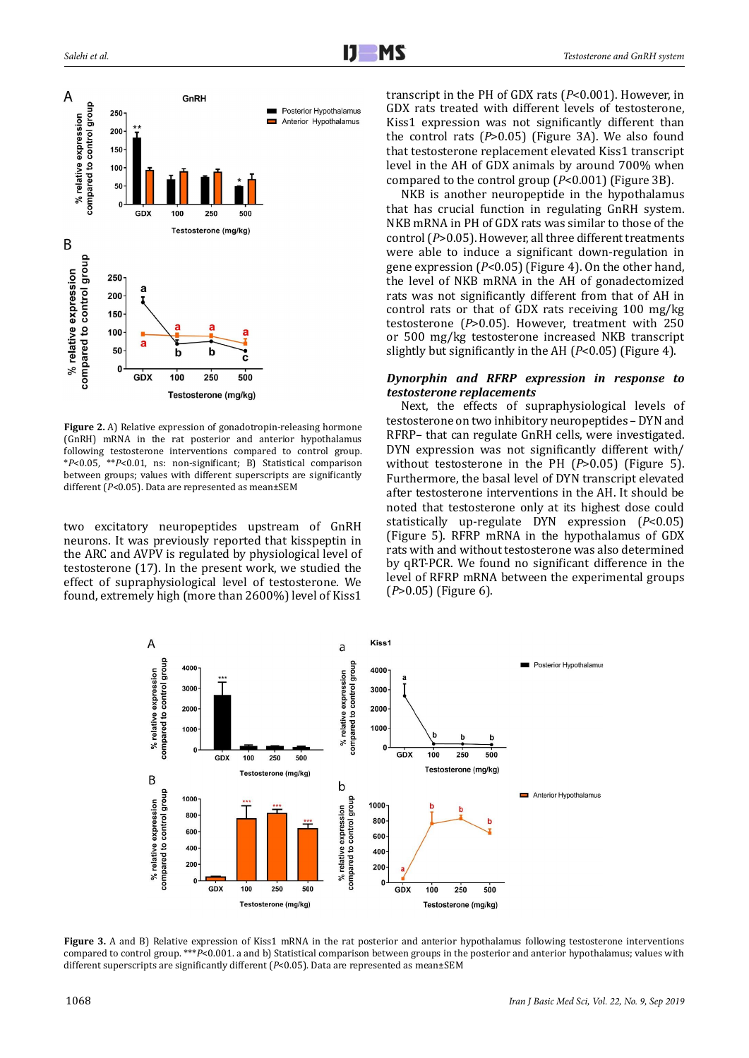**Figure 2.** A) Relative expression of gonadotropin-releasing hormone (GnRH) mRNA in the rat posterior and anterior hypothalamus following testosterone interventions compared to control group. *$P$<0.05, **$P$<0.01, ns: non-significant; B) Statistical comparison between groups; values with different superscripts are significantly different ($P$<0.05). Data are represented as mean±SEM

two excitatory neuropeptides upstream of GnRH neurons. It was previously reported that kisspeptin in the ARC and AVPV is regulated by physiological level of testosterone (17). In the present work, we studied the effect of supraphysiological level of testosterone. We found, extremely high (more than 2600%) level of Kiss1 transcript in the PH of GDX rats ($P$<0.001). However, in GDX rats treated with different levels of testosterone, Kiss1 expression was not significantly different than the control rats ($P$>0.05) (Figure 3A). We also found that testosterone replacement elevated Kiss1 transcript level in the AH of GDX animals by around 700% when compared to the control group ($P$<0.001) (Figure 3B).

NKB is another neuropeptide in the hypothalamus that has crucial function in regulating GnRH system. NKB mRNA in PH of GDX rats was similar to those of the control ($P$>0.05). However, all three different treatments were able to induce a significant down-regulation in gene expression ($P$<0.05) (Figure 4). On the other hand, the level of NKB mRNA in the AH of gonadectomized rats was not significantly different from that of AH in control rats or that of GDX rats receiving 100 mg/kg testosterone ($P$>0.05). However, treatment with 250 or 500 mg/kg testosterone increased NKB transcript slightly but significantly in the AH ($P$<0.05) (Figure 4).

### *Dynorphin and RFRP expression in response to testosterone replacements*

Next, the effects of supraphysiological levels of testosterone on two inhibitory neuropeptides – DYN and RFRP– that can regulate GnRH cells, were investigated. DYN expression was not significantly different with/without testosterone in the PH ($P$>0.05) (Figure 5). Furthermore, the basal level of DYN transcript elevated after testosterone interventions in the AH. It should be noted that testosterone only at its highest dose could statistically up-regulate DYN expression ($P$<0.05) (Figure 5). RFRP mRNA in the hypothalamus of GDX rats with and without testosterone was also determined by qRT-PCR. We found no significant difference in the level of RFRP mRNA between the experimental groups ($P$>0.05) (Figure 6).

**Figure 3.** A and B) Relative expression of Kiss1 mRNA in the rat posterior and anterior hypothalamus following testosterone interventions compared to control group. ***$P$<0.001. a and b) Statistical comparison between groups in the posterior and anterior hypothalamus; values with different superscripts are significantly different ($P$<0.05). Data are represented as mean±SEM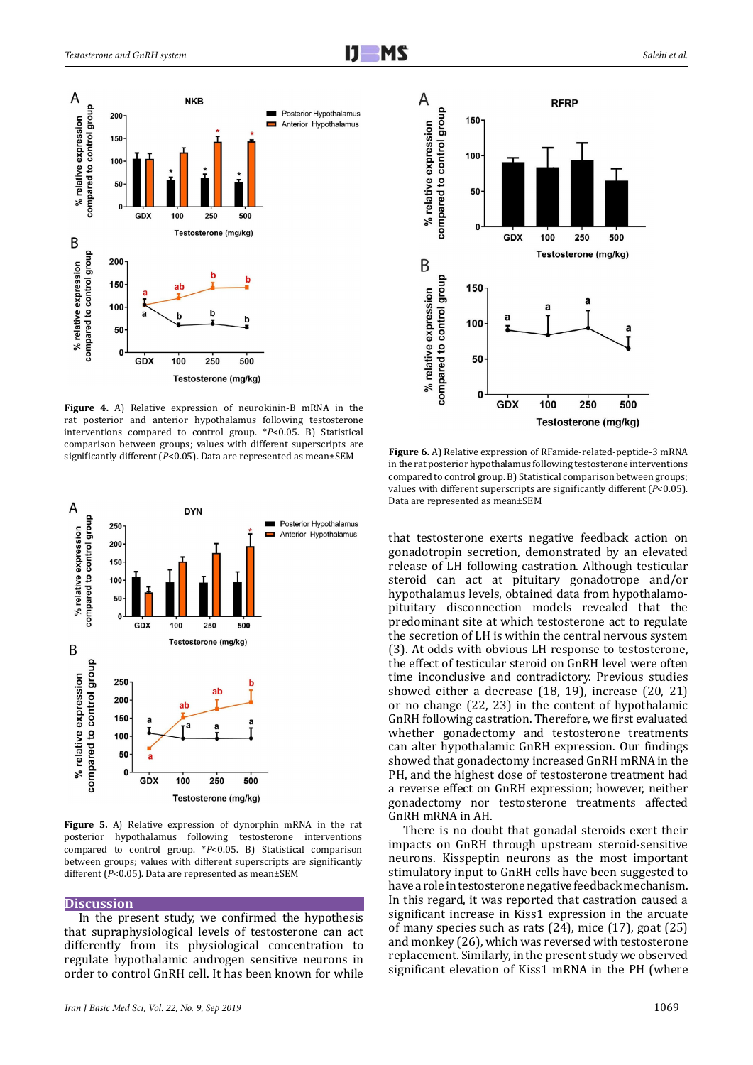Figure 4. A) Relative expression of neurokinin-B mRNA in the rat posterior and anterior hypothalamus following testosterone interventions compared to control group. $*P<0.05$. B) Statistical comparison between groups; values with different superscripts are significantly different ($P<0.05$). Data are represented as mean±SEM

Figure 5. A) Relative expression of dynorphin mRNA in the rat posterior hypothalamus following testosterone interventions compared to control group. $*P<0.05$. B) Statistical comparison between groups; values with different superscripts are significantly different ($P<0.05$). Data are represented as mean±SEM

Figure 6. A) Relative expression of RFamide-related-peptide-3 mRNA in the rat posterior hypothalamus following testosterone interventions compared to control group. B) Statistical comparison between groups; values with different superscripts are significantly different ($P<0.05$). Data are represented as mean±SEM

## Discussion

In the present study, we confirmed the hypothesis that supraphysiological levels of testosterone can act differently from its physiological concentration to regulate hypothalamic androgen sensitive neurons in order to control GnRH cell. It has been known for while that testosterone exerts negative feedback action on gonadotropin secretion, demonstrated by an elevated release of LH following castration. Although testicular steroid can act at pituitary gonadotrope and/or hypothalamus levels, obtained data from hypothalamo-pituitary disconnection models revealed that the predominant site at which testosterone act to regulate the secretion of LH is within the central nervous system (3). At odds with obvious LH response to testosterone, the effect of testicular steroid on GnRH level were often time inconclusive and contradictory. Previous studies showed either a decrease (18, 19), increase (20, 21) or no change (22, 23) in the content of hypothalamic GnRH following castration. Therefore, we first evaluated whether gonadectomy and testosterone treatments can alter hypothalamic GnRH expression. Our findings showed that gonadectomy increased GnRH mRNA in the PH, and the highest dose of testosterone treatment had a reverse effect on GnRH expression; however, neither gonadectomy nor testosterone treatments affected GnRH mRNA in AH.

There is no doubt that gonadal steroids exert their impacts on GnRH through upstream steroid-sensitive neurons. Kisspeptin neurons as the most important stimulatory input to GnRH cells have been suggested to have a role in testosterone negative feedback mechanism. In this regard, it was reported that castration caused a significant increase in Kiss1 expression in the arcuate of many species such as rats (24), mice (17), goat (25) and monkey (26), which was reversed with testosterone replacement. Similarly, in the present study we observed significant elevation of Kiss1 mRNA in the PH (where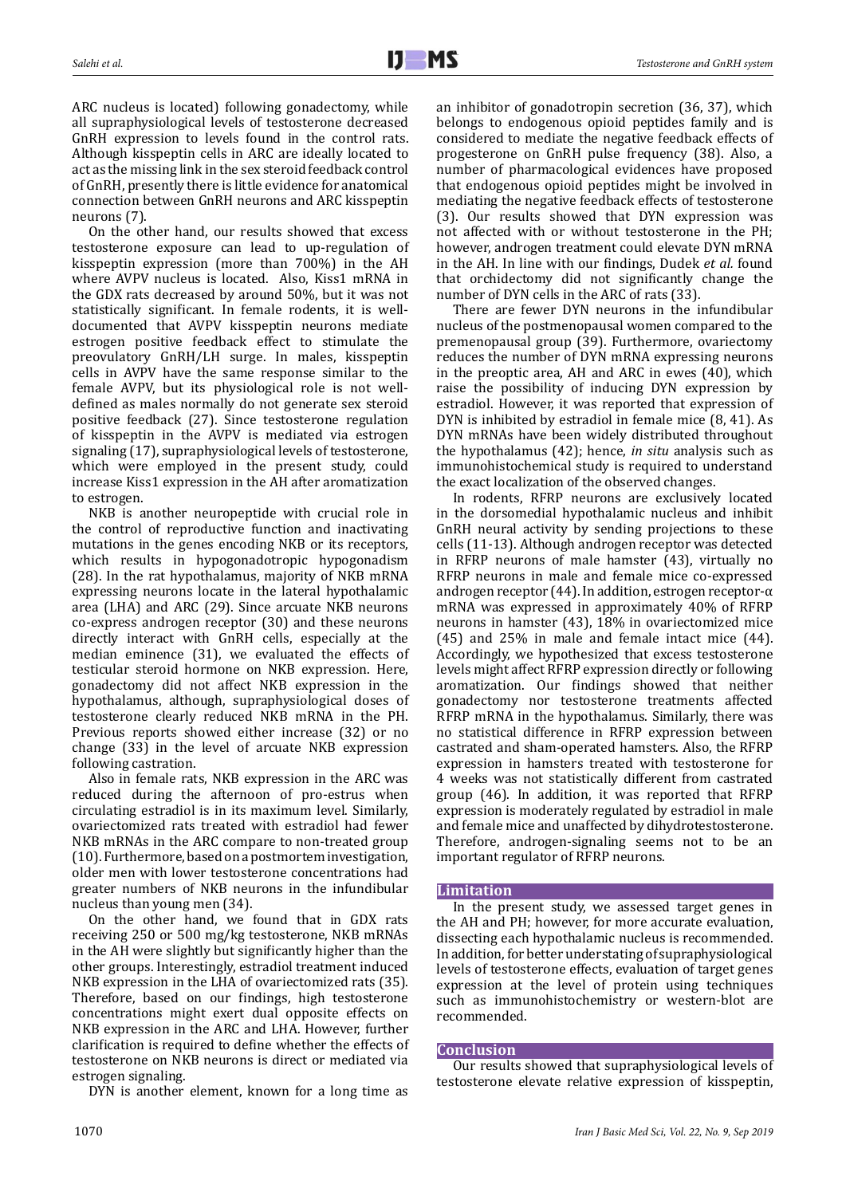ARC nucleus is located) following gonadectomy, while all supraphysiological levels of testosterone decreased GnRH expression to levels found in the control rats. Although kisspeptin cells in ARC are ideally located to act as the missing link in the sex steroid feedback control of GnRH, presently there is little evidence for anatomical connection between GnRH neurons and ARC kisspeptin neurons (7).

On the other hand, our results showed that excess testosterone exposure can lead to up-regulation of kisspeptin expression (more than 700%) in the AH where AVPV nucleus is located. Also, Kiss1 mRNA in the GDX rats decreased by around 50%, but it was not statistically significant. In female rodents, it is well-documented that AVPV kisspeptin neurons mediate estrogen positive feedback effect to stimulate the preovulatory GnRH/LH surge. In males, kisspeptin cells in AVPV have the same response similar to the female AVPV, but its physiological role is not well-defined as males normally do not generate sex steroid positive feedback (27). Since testosterone regulation of kisspeptin in the AVPV is mediated via estrogen signaling (17), supraphysiological levels of testosterone, which were employed in the present study, could increase Kiss1 expression in the AH after aromatization to estrogen.

NKB is another neuropeptide with crucial role in the control of reproductive function and inactivating mutations in the genes encoding NKB or its receptors, which results in hypogonadotropic hypogonadism (28). In the rat hypothalamus, majority of NKB mRNA expressing neurons locate in the lateral hypothalamic area (LHA) and ARC (29). Since arcuate NKB neurons co-express androgen receptor (30) and these neurons directly interact with GnRH cells, especially at the median eminence (31), we evaluated the effects of testicular steroid hormone on NKB expression. Here, gonadectomy did not affect NKB expression in the hypothalamus, although, supraphysiological doses of testosterone clearly reduced NKB mRNA in the PH. Previous reports showed either increase (32) or no change (33) in the level of arcuate NKB expression following castration.

Also in female rats, NKB expression in the ARC was reduced during the afternoon of pro-estrus when circulating estradiol is in its maximum level. Similarly, ovariectomized rats treated with estradiol had fewer NKB mRNAs in the ARC compare to non-treated group (10). Furthermore, based on a postmortem investigation, older men with lower testosterone concentrations had greater numbers of NKB neurons in the infundibular nucleus than young men (34).

On the other hand, we found that in GDX rats receiving 250 or 500 mg/kg testosterone, NKB mRNAs in the AH were slightly but significantly higher than the other groups. Interestingly, estradiol treatment induced NKB expression in the LHA of ovariectomized rats (35). Therefore, based on our findings, high testosterone concentrations might exert dual opposite effects on NKB expression in the ARC and LHA. However, further clarification is required to define whether the effects of testosterone on NKB neurons is direct or mediated via estrogen signaling.

DYN is another element, known for a long time as an inhibitor of gonadotropin secretion (36, 37), which belongs to endogenous opioid peptides family and is considered to mediate the negative feedback effects of progesterone on GnRH pulse frequency (38). Also, a number of pharmacological evidences have proposed that endogenous opioid peptides might be involved in mediating the negative feedback effects of testosterone (3). Our results showed that DYN expression was not affected with or without testosterone in the PH; however, androgen treatment could elevate DYN mRNA in the AH. In line with our findings, Dudek *et al.* found that orchidectomy did not significantly change the number of DYN cells in the ARC of rats (33).

There are fewer DYN neurons in the infundibular nucleus of the postmenopausal women compared to the premenopausal group (39). Furthermore, ovariectomy reduces the number of DYN mRNA expressing neurons in the preoptic area, AH and ARC in ewes (40), which raise the possibility of inducing DYN expression by estradiol. However, it was reported that expression of DYN is inhibited by estradiol in female mice (8, 41). As DYN mRNAs have been widely distributed throughout the hypothalamus (42); hence, *in situ* analysis such as immunohistochemical study is required to understand the exact localization of the observed changes.

In rodents, RFRP neurons are exclusively located in the dorsomedial hypothalamic nucleus and inhibit GnRH neural activity by sending projections to these cells (11-13). Although androgen receptor was detected in RFRP neurons of male hamster (43), virtually no RFRP neurons in male and female mice co-expressed androgen receptor (44). In addition, estrogen receptor-α mRNA was expressed in approximately 40% of RFRP neurons in hamster (43), 18% in ovariectomized mice (45) and 25% in male and female intact mice (44). Accordingly, we hypothesized that excess testosterone levels might affect RFRP expression directly or following aromatization. Our findings showed that neither gonadectomy nor testosterone treatments affected RFRP mRNA in the hypothalamus. Similarly, there was no statistical difference in RFRP expression between castrated and sham-operated hamsters. Also, the RFRP expression in hamsters treated with testosterone for 4 weeks was not statistically different from castrated group (46). In addition, it was reported that RFRP expression is moderately regulated by estradiol in male and female mice and unaffected by dihydrotestosterone. Therefore, androgen-signaling seems not to be an important regulator of RFRP neurons.

## Limitation

In the present study, we assessed target genes in the AH and PH; however, for more accurate evaluation, dissecting each hypothalamic nucleus is recommended. In addition, for better understating of supraphysiological levels of testosterone effects, evaluation of target genes expression at the level of protein using techniques such as immunohistochemistry or western-blot are recommended.

## Conclusion

Our results showed that supraphysiological levels of testosterone elevate relative expression of kisspeptin,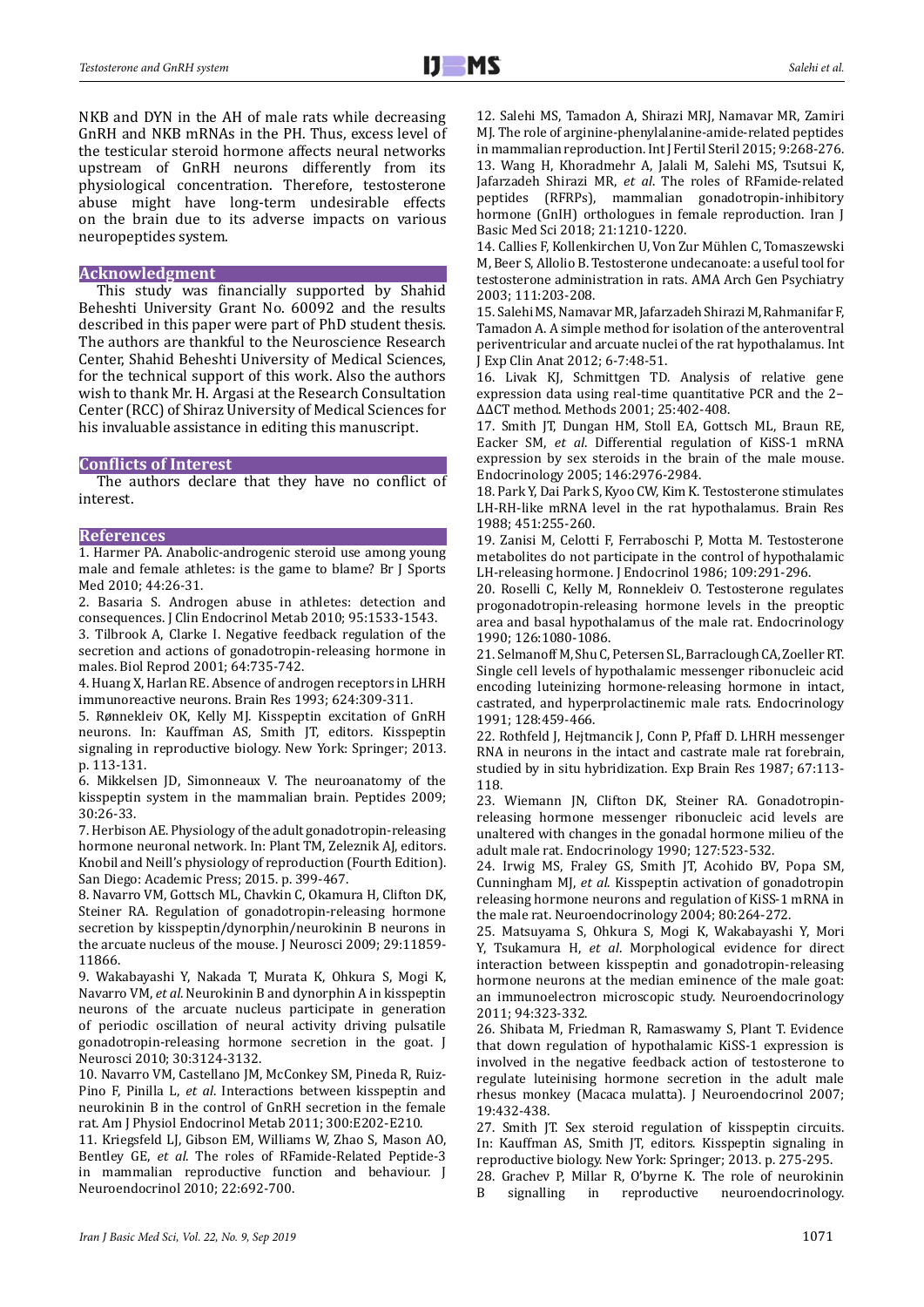NKB and DYN in the AH of male rats while decreasing GnRH and NKB mRNAs in the PH. Thus, excess level of the testicular steroid hormone affects neural networks upstream of GnRH neurons differently from its physiological concentration. Therefore, testosterone abuse might have long-term undesirable effects on the brain due to its adverse impacts on various neuropeptides system.

## Acknowledgment

This study was financially supported by Shahid Beheshti University Grant No. 60092 and the results described in this paper were part of PhD student thesis. The authors are thankful to the Neuroscience Research Center, Shahid Beheshti University of Medical Sciences, for the technical support of this work. Also the authors wish to thank Mr. H. Argasi at the Research Consultation Center (RCC) of Shiraz University of Medical Sciences for his invaluable assistance in editing this manuscript.

## Conflicts of Interest

The authors declare that they have no conflict of interest.

## References

1. Harmer PA. Anabolic-androgenic steroid use among young male and female athletes: is the game to blame? Br J Sports Med 2010; 44:26-31.
2. Basaria S. Androgen abuse in athletes: detection and consequences. J Clin Endocrinol Metab 2010; 95:1533-1543.
3. Tilbrook A, Clarke I. Negative feedback regulation of the secretion and actions of gonadotropin-releasing hormone in males. Biol Reprod 2001; 64:735-742.
4. Huang X, Harlan RE. Absence of androgen receptors in LHRH immunoreactive neurons. Brain Res 1993; 624:309-311.
5. Rønnekleiv OK, Kelly MJ. Kisspeptin excitation of GnRH neurons. In: Kauffman AS, Smith JT, editors. Kisspeptin signaling in reproductive biology. New York: Springer; 2013. p. 113-131.
6. Mikkelsen JD, Simonneaux V. The neuroanatomy of the kisspeptin system in the mammalian brain. Peptides 2009; 30:26-33.
7. Herbison AE. Physiology of the adult gonadotropin-releasing hormone neuronal network. In: Plant TM, Zeleznik AJ, editors. Knobil and Neill's physiology of reproduction (Fourth Edition). San Diego: Academic Press; 2015. p. 399-467.
8. Navarro VM, Gottsch ML, Chavkin C, Okamura H, Clifton DK, Steiner RA. Regulation of gonadotropin-releasing hormone secretion by kisspeptin/dynorphin/neurokinin B neurons in the arcuate nucleus of the mouse. J Neurosci 2009; 29:11859-11866.
9. Wakabayashi Y, Nakada T, Murata K, Ohkura S, Mogi K, Navarro VM, *et al*. Neurokinin B and dynorphin A in kisspeptin neurons of the arcuate nucleus participate in generation of periodic oscillation of neural activity driving pulsatile gonadotropin-releasing hormone secretion in the goat. J Neurosci 2010; 30:3124-3132.
10. Navarro VM, Castellano JM, McConkey SM, Pineda R, Ruiz-Pino F, Pinilla L, *et al*. Interactions between kisspeptin and neurokinin B in the control of GnRH secretion in the female rat. Am J Physiol Endocrinol Metab 2011; 300:E202-E210.
11. Kriegsfeld LJ, Gibson EM, Williams W, Zhao S, Mason AO, Bentley GE, *et al*. The roles of RFamide-Related Peptide-3 in mammalian reproductive function and behaviour. J Neuroendocrinol 2010; 22:692-700.
12. Salehi MS, Tamadon A, Shirazi MRJ, Namavar MR, Zamiri MJ. The role of arginine-phenylalanine-amide-related peptides in mammalian reproduction. Int J Fertil Steril 2015; 9:268-276.
13. Wang H, Khoradmehr A, Jalali M, Salehi MS, Tsutsui K, Jafarzadeh Shirazi MR, *et al*. The roles of RFamide-related peptides (RFRPs), mammalian gonadotropin-inhibitory hormone (GnIH) orthologues in female reproduction. Iran J Basic Med Sci 2018; 21:1210-1220.
14. Callies F, Kollenkirchen U, Von Zur Mühlen C, Tomaszewski M, Beer S, Allolio B. Testosterone undecanoate: a useful tool for testosterone administration in rats. AMA Arch Gen Psychiatry 2003; 111:203-208.
15. Salehi MS, Namavar MR, Jafarzadeh Shirazi M, Rahmanifar F, Tamadon A. A simple method for isolation of the anteroventral periventricular and arcuate nuclei of the rat hypothalamus. Int J Exp Clin Anat 2012; 6-7:48-51.
16. Livak KJ, Schmittgen TD. Analysis of relative gene expression data using real-time quantitative PCR and the 2–ΔΔCT method. Methods 2001; 25:402-408.
17. Smith JT, Dungan HM, Stoll EA, Gottsch ML, Braun RE, Eacker SM, *et al*. Differential regulation of KiSS-1 mRNA expression by sex steroids in the brain of the male mouse. Endocrinology 2005; 146:2976-2984.
18. Park Y, Dai Park S, Kyoo CW, Kim K. Testosterone stimulates LH-RH-like mRNA level in the rat hypothalamus. Brain Res 1988; 451:255-260.
19. Zanisi M, Celotti F, Ferraboschi P, Motta M. Testosterone metabolites do not participate in the control of hypothalamic LH-releasing hormone. J Endocrinol 1986; 109:291-296.
20. Roselli C, Kelly M, Ronnekleiv O. Testosterone regulates progonadotropin-releasing hormone levels in the preoptic area and basal hypothalamus of the male rat. Endocrinology 1990; 126:1080-1086.
21. Selmanoff M, Shu C, Petersen SL, Barraclough CA, Zoeller RT. Single cell levels of hypothalamic messenger ribonucleic acid encoding luteinizing hormone-releasing hormone in intact, castrated, and hyperprolactinemic male rats. Endocrinology 1991; 128:459-466.
22. Rothfeld J, Hejtmancik J, Conn P, Pfaff D. LHRH messenger RNA in neurons in the intact and castrate male rat forebrain, studied by in situ hybridization. Exp Brain Res 1987; 67:113-118.
23. Wiemann JN, Clifton DK, Steiner RA. Gonadotropin-releasing hormone messenger ribonucleic acid levels are unaltered with changes in the gonadal hormone milieu of the adult male rat. Endocrinology 1990; 127:523-532.
24. Irwig MS, Fraley GS, Smith JT, Acohido BV, Popa SM, Cunningham MJ, *et al*. Kisspeptin activation of gonadotropin releasing hormone neurons and regulation of KiSS-1 mRNA in the male rat. Neuroendocrinology 2004; 80:264-272.
25. Matsuyama S, Ohkura S, Mogi K, Wakabayashi Y, Mori Y, Tsukamura H, *et al*. Morphological evidence for direct interaction between kisspeptin and gonadotropin-releasing hormone neurons at the median eminence of the male goat: an immunoelectron microscopic study. Neuroendocrinology 2011; 94:323-332.
26. Shibata M, Friedman R, Ramaswamy S, Plant T. Evidence that down regulation of hypothalamic KiSS-1 expression is involved in the negative feedback action of testosterone to regulate luteinising hormone secretion in the adult male rhesus monkey (Macaca mulatta). J Neuroendocrinol 2007; 19:432-438.
27. Smith JT. Sex steroid regulation of kisspeptin circuits. In: Kauffman AS, Smith JT, editors. Kisspeptin signaling in reproductive biology. New York: Springer; 2013. p. 275-295.
28. Grachev P, Millar R, O'byrne K. The role of neurokinin B signalling in reproductive neuroendocrinology.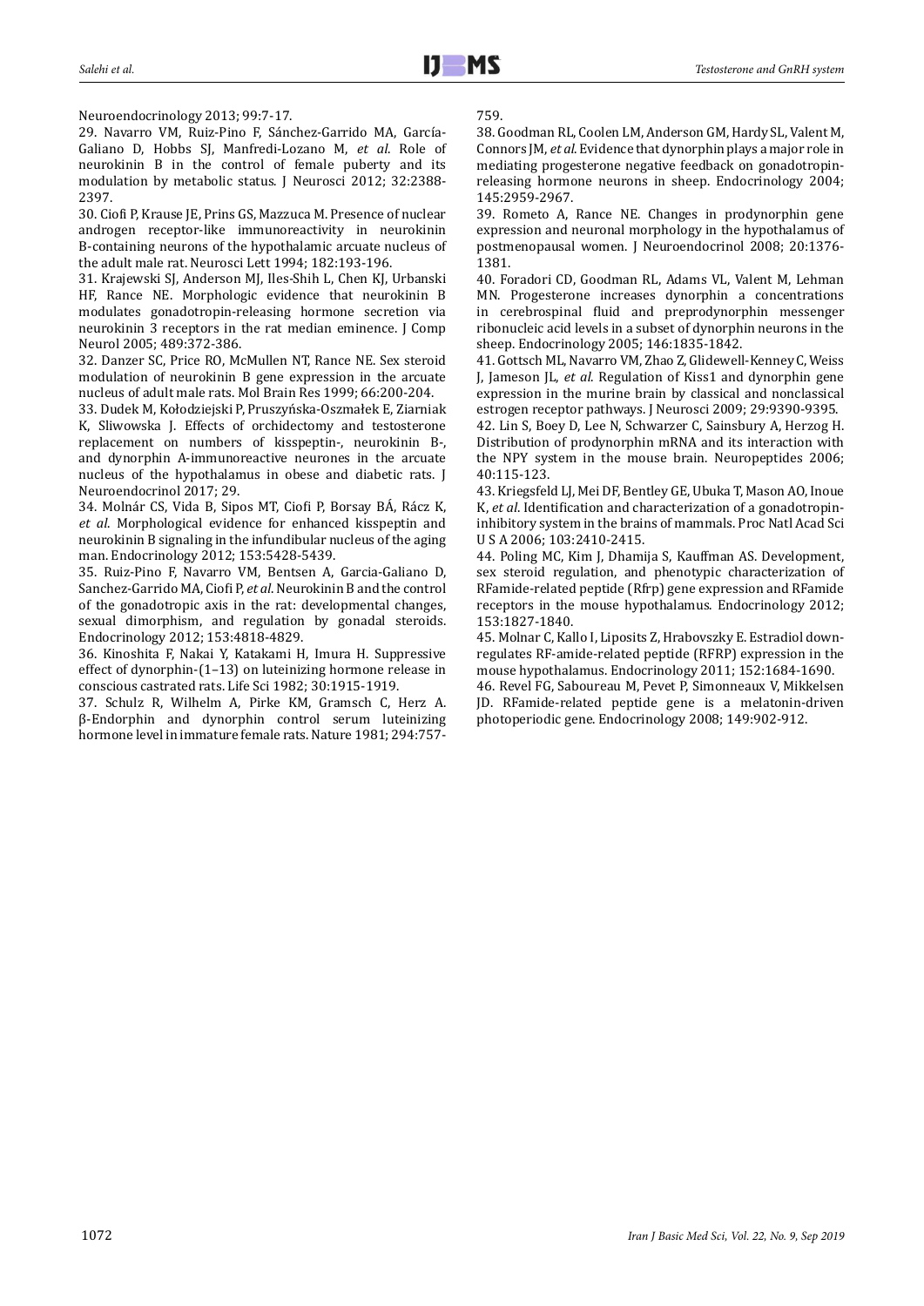Neuroendocrinology 2013; 99:7-17.

29. Navarro VM, Ruiz-Pino F, Sánchez-Garrido MA, García-Galiano D, Hobbs SJ, Manfredi-Lozano M, *et al*. Role of neurokinin B in the control of female puberty and its modulation by metabolic status. J Neurosci 2012; 32:2388-2397.

30. Ciofi P, Krause JE, Prins GS, Mazzuca M. Presence of nuclear androgen receptor-like immunoreactivity in neurokinin B-containing neurons of the hypothalamic arcuate nucleus of the adult male rat. Neurosci Lett 1994; 182:193-196.

31. Krajewski SJ, Anderson MJ, Iles-Shih L, Chen KJ, Urbanski HF, Rance NE. Morphologic evidence that neurokinin B modulates gonadotropin-releasing hormone secretion via neurokinin 3 receptors in the rat median eminence. J Comp Neurol 2005; 489:372-386.

32. Danzer SC, Price RO, McMullen NT, Rance NE. Sex steroid modulation of neurokinin B gene expression in the arcuate nucleus of adult male rats. Mol Brain Res 1999; 66:200-204.

33. Dudek M, Kołodziejski P, Pruszyńska-Oszmałek E, Ziarniak K, Sliwowska J. Effects of orchidectomy and testosterone replacement on numbers of kisspeptin-, neurokinin B-, and dynorphin A-immunoreactive neurones in the arcuate nucleus of the hypothalamus in obese and diabetic rats. J Neuroendocrinol 2017; 29.

34. Molnár CS, Vida B, Sipos MT, Ciofi P, Borsay BÁ, Rácz K, *et al*. Morphological evidence for enhanced kisspeptin and neurokinin B signaling in the infundibular nucleus of the aging man. Endocrinology 2012; 153:5428-5439.

35. Ruiz-Pino F, Navarro VM, Bentsen A, Garcia-Galiano D, Sanchez-Garrido MA, Ciofi P, *et al*. Neurokinin B and the control of the gonadotropic axis in the rat: developmental changes, sexual dimorphism, and regulation by gonadal steroids. Endocrinology 2012; 153:4818-4829.

36. Kinoshita F, Nakai Y, Katakami H, Imura H. Suppressive effect of dynorphin-(1–13) on luteinizing hormone release in conscious castrated rats. Life Sci 1982; 30:1915-1919.

37. Schulz R, Wilhelm A, Pirke KM, Gramsch C, Herz A. β-Endorphin and dynorphin control serum luteinizing hormone level in immature female rats. Nature 1981; 294:757-759.

38. Goodman RL, Coolen LM, Anderson GM, Hardy SL, Valent M, Connors JM, *et al*. Evidence that dynorphin plays a major role in mediating progesterone negative feedback on gonadotropin-releasing hormone neurons in sheep. Endocrinology 2004; 145:2959-2967.

39. Rometo A, Rance NE. Changes in prodynorphin gene expression and neuronal morphology in the hypothalamus of postmenopausal women. J Neuroendocrinol 2008; 20:1376-1381.

40. Foradori CD, Goodman RL, Adams VL, Valent M, Lehman MN. Progesterone increases dynorphin a concentrations in cerebrospinal fluid and preprodynorphin messenger ribonucleic acid levels in a subset of dynorphin neurons in the sheep. Endocrinology 2005; 146:1835-1842.

41. Gottsch ML, Navarro VM, Zhao Z, Glidewell-Kenney C, Weiss J, Jameson JL, *et al*. Regulation of Kiss1 and dynorphin gene expression in the murine brain by classical and nonclassical estrogen receptor pathways. J Neurosci 2009; 29:9390-9395.

42. Lin S, Boey D, Lee N, Schwarzer C, Sainsbury A, Herzog H. Distribution of prodynorphin mRNA and its interaction with the NPY system in the mouse brain. Neuropeptides 2006; 40:115-123.

43. Kriegsfeld LJ, Mei DF, Bentley GE, Ubuka T, Mason AO, Inoue K, *et al*. Identification and characterization of a gonadotropin-inhibitory system in the brains of mammals. Proc Natl Acad Sci U S A 2006; 103:2410-2415.

44. Poling MC, Kim J, Dhamija S, Kauffman AS. Development, sex steroid regulation, and phenotypic characterization of RFamide-related peptide (Rfrp) gene expression and RFamide receptors in the mouse hypothalamus. Endocrinology 2012; 153:1827-1840.

45. Molnar C, Kallo I, Liposits Z, Hrabovszky E. Estradiol down-regulates RF-amide-related peptide (RFRP) expression in the mouse hypothalamus. Endocrinology 2011; 152:1684-1690.

46. Revel FG, Saboureau M, Pevet P, Simonneaux V, Mikkelsen JD. RFamide-related peptide gene is a melatonin-driven photoperiodic gene. Endocrinology 2008; 149:902-912.